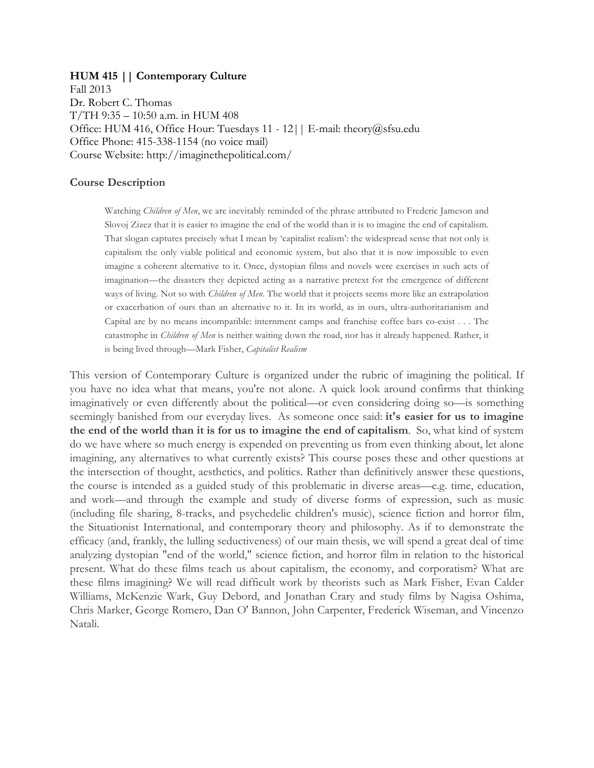**HUM 415 || Contemporary Culture**
Fall 2013
Dr. Robert C. Thomas
T/TH 9:35 – 10:50 a.m. in HUM 408
Office: HUM 416, Office Hour: Tuesdays 11 - 12|| E-mail: theory@sfsu.edu
Office Phone: 415-338-1154 (no voice mail)
Course Website: http://imaginethepolitical.com/

### Course Description

> Watching *Children of Men*, we are inevitably reminded of the phrase attributed to Frederic Jameson and Slovoj Zizez that it is easier to imagine the end of the world than it is to imagine the end of capitalism. That slogan captures precisely what I mean by 'capitalist realism': the widespread sense that not only is capitalism the only viable political and economic system, but also that it is now impossible to even imagine a coherent alternative to it. Once, dystopian films and novels were exercises in such acts of imagination—the disasters they depicted acting as a narrative pretext for the emergence of different ways of living. Not so with *Children of Men*. The world that it projects seems more like an extrapolation or exacerbation of ours than an alternative to it. In its world, as in ours, ultra-authoritarianism and Capital are by no means incompatible: internment camps and franchise coffee bars co-exist . . . The catastrophe in *Children of Men* is neither waiting down the road, nor has it already happened. Rather, it is being lived through—Mark Fisher, *Capitalist Realism*

This version of Contemporary Culture is organized under the rubric of imagining the political. If you have no idea what that means, you're not alone. A quick look around confirms that thinking imaginatively or even differently about the political—or even considering doing so—is something seemingly banished from our everyday lives. As someone once said: **it's easier for us to imagine the end of the world than it is for us to imagine the end of capitalism**. So, what kind of system do we have where so much energy is expended on preventing us from even thinking about, let alone imagining, any alternatives to what currently exists? This course poses these and other questions at the intersection of thought, aesthetics, and politics. Rather than definitively answer these questions, the course is intended as a guided study of this problematic in diverse areas—e.g. time, education, and work—and through the example and study of diverse forms of expression, such as music (including file sharing, 8-tracks, and psychedelic children's music), science fiction and horror film, the Situationist International, and contemporary theory and philosophy. As if to demonstrate the efficacy (and, frankly, the lulling seductiveness) of our main thesis, we will spend a great deal of time analyzing dystopian "end of the world," science fiction, and horror film in relation to the historical present. What do these films teach us about capitalism, the economy, and corporatism? What are these films imagining? We will read difficult work by theorists such as Mark Fisher, Evan Calder Williams, McKenzie Wark, Guy Debord, and Jonathan Crary and study films by Nagisa Oshima, Chris Marker, George Romero, Dan O' Bannon, John Carpenter, Frederick Wiseman, and Vincenzo Natali.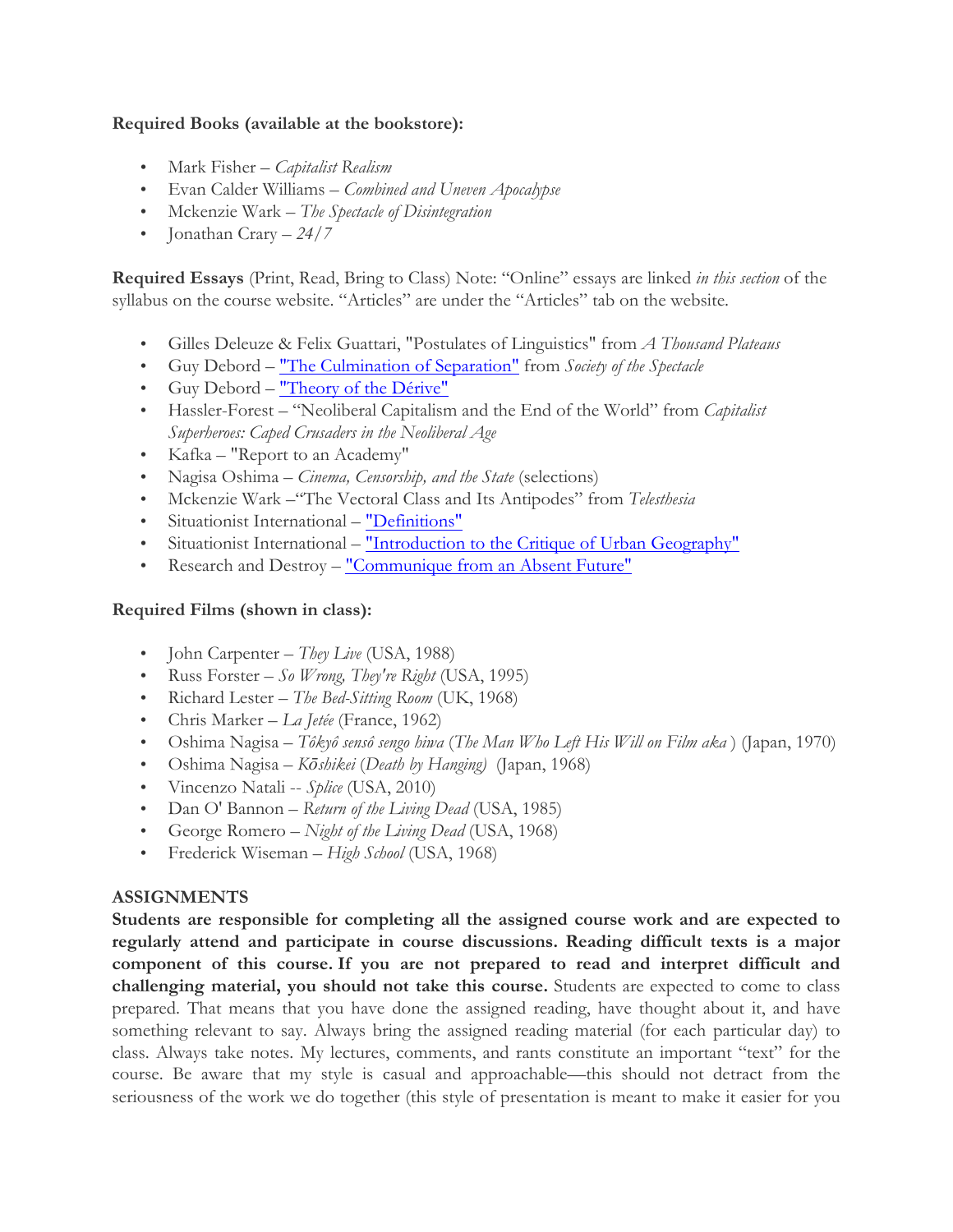**Required Books (available at the bookstore):**

- Mark Fisher – *Capitalist Realism*
- Evan Calder Williams – *Combined and Uneven Apocalypse*
- Mckenzie Wark – *The Spectacle of Disintegration*
- Jonathan Crary – *24/7*

**Required Essays** (Print, Read, Bring to Class) Note: "Online" essays are linked *in this section* of the syllabus on the course website. "Articles" are under the "Articles" tab on the website.

- Gilles Deleuze & Felix Guattari, "Postulates of Linguistics" from *A Thousand Plateaus*
- Guy Debord – "The Culmination of Separation" from *Society of the Spectacle*
- Guy Debord – "Theory of the Dérive"
- Hassler-Forest – "Neoliberal Capitalism and the End of the World" from *Capitalist Superheroes: Caped Crusaders in the Neoliberal Age*
- Kafka – "Report to an Academy"
- Nagisa Oshima – *Cinema, Censorship, and the State* (selections)
- Mckenzie Wark –"The Vectoral Class and Its Antipodes" from *Telesthesia*
- Situationist International – "Definitions"
- Situationist International – "Introduction to the Critique of Urban Geography"
- Research and Destroy – "Communique from an Absent Future"

**Required Films (shown in class):**

- John Carpenter – *They Live* (USA, 1988)
- Russ Forster – *So Wrong, They're Right* (USA, 1995)
- Richard Lester – *The Bed-Sitting Room* (UK, 1968)
- Chris Marker – *La Jetée* (France, 1962)
- Oshima Nagisa – *Tôkyô sensô sengo hiwa* (*The Man Who Left His Will on Film aka* ) (Japan, 1970)
- Oshima Nagisa – *Kōshikei* (*Death by Hanging)* (Japan, 1968)
- Vincenzo Natali -- *Splice* (USA, 2010)
- Dan O' Bannon – *Return of the Living Dead* (USA, 1985)
- George Romero – *Night of the Living Dead* (USA, 1968)
- Frederick Wiseman – *High School* (USA, 1968)

**ASSIGNMENTS**

**Students are responsible for completing all the assigned course work and are expected to regularly attend and participate in course discussions. Reading difficult texts is a major component of this course. If you are not prepared to read and interpret difficult and challenging material, you should not take this course.** Students are expected to come to class prepared. That means that you have done the assigned reading, have thought about it, and have something relevant to say. Always bring the assigned reading material (for each particular day) to class. Always take notes. My lectures, comments, and rants constitute an important "text" for the course. Be aware that my style is casual and approachable—this should not detract from the seriousness of the work we do together (this style of presentation is meant to make it easier for you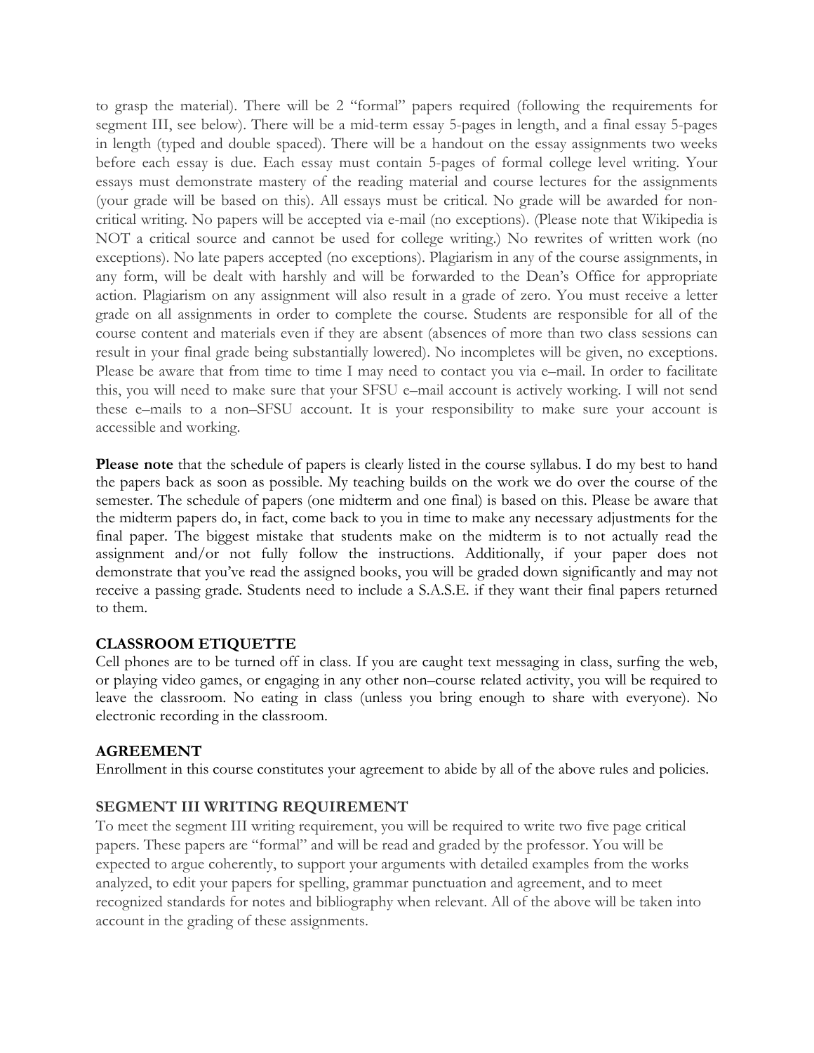to grasp the material). There will be 2 "formal" papers required (following the requirements for segment III, see below). There will be a mid-term essay 5-pages in length, and a final essay 5-pages in length (typed and double spaced). There will be a handout on the essay assignments two weeks before each essay is due. Each essay must contain 5-pages of formal college level writing. Your essays must demonstrate mastery of the reading material and course lectures for the assignments (your grade will be based on this). All essays must be critical. No grade will be awarded for non-critical writing. No papers will be accepted via e-mail (no exceptions). (Please note that Wikipedia is NOT a critical source and cannot be used for college writing.) No rewrites of written work (no exceptions). No late papers accepted (no exceptions). Plagiarism in any of the course assignments, in any form, will be dealt with harshly and will be forwarded to the Dean's Office for appropriate action. Plagiarism on any assignment will also result in a grade of zero. You must receive a letter grade on all assignments in order to complete the course. Students are responsible for all of the course content and materials even if they are absent (absences of more than two class sessions can result in your final grade being substantially lowered). No incompletes will be given, no exceptions. Please be aware that from time to time I may need to contact you via e–mail. In order to facilitate this, you will need to make sure that your SFSU e–mail account is actively working. I will not send these e–mails to a non–SFSU account. It is your responsibility to make sure your account is accessible and working.

**Please note** that the schedule of papers is clearly listed in the course syllabus. I do my best to hand the papers back as soon as possible. My teaching builds on the work we do over the course of the semester. The schedule of papers (one midterm and one final) is based on this. Please be aware that the midterm papers do, in fact, come back to you in time to make any necessary adjustments for the final paper. The biggest mistake that students make on the midterm is to not actually read the assignment and/or not fully follow the instructions. Additionally, if your paper does not demonstrate that you've read the assigned books, you will be graded down significantly and may not receive a passing grade. Students need to include a S.A.S.E. if they want their final papers returned to them.

## CLASSROOM ETIQUETTE

Cell phones are to be turned off in class. If you are caught text messaging in class, surfing the web, or playing video games, or engaging in any other non–course related activity, you will be required to leave the classroom. No eating in class (unless you bring enough to share with everyone). No electronic recording in the classroom.

## AGREEMENT

Enrollment in this course constitutes your agreement to abide by all of the above rules and policies.

## SEGMENT III WRITING REQUIREMENT

To meet the segment III writing requirement, you will be required to write two five page critical papers. These papers are "formal" and will be read and graded by the professor. You will be expected to argue coherently, to support your arguments with detailed examples from the works analyzed, to edit your papers for spelling, grammar punctuation and agreement, and to meet recognized standards for notes and bibliography when relevant. All of the above will be taken into account in the grading of these assignments.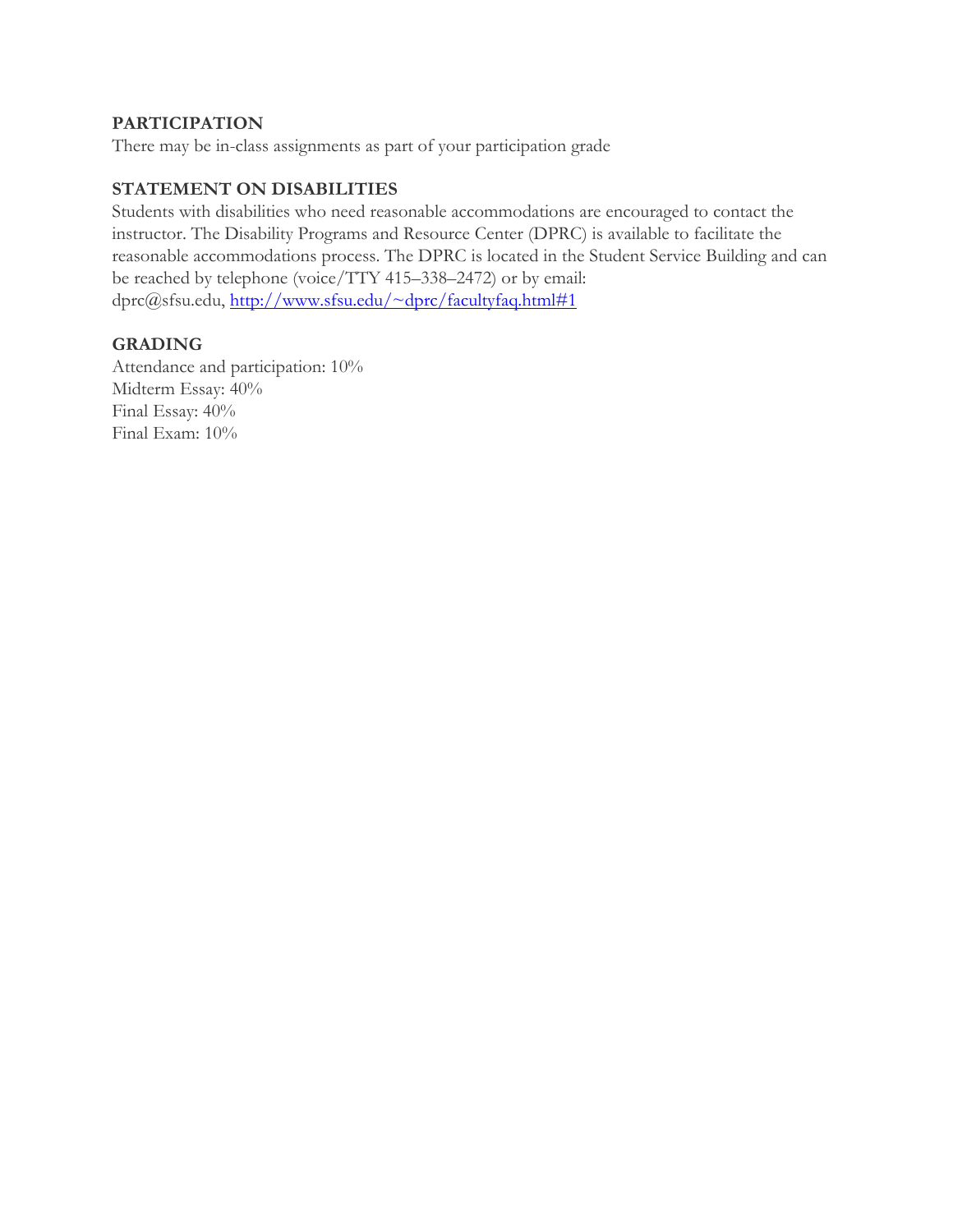### PARTICIPATION

There may be in-class assignments as part of your participation grade

### STATEMENT ON DISABILITIES

Students with disabilities who need reasonable accommodations are encouraged to contact the instructor. The Disability Programs and Resource Center (DPRC) is available to facilitate the reasonable accommodations process. The DPRC is located in the Student Service Building and can be reached by telephone (voice/TTY 415–338–2472) or by email: dprc@sfsu.edu, [http://www.sfsu.edu/~dprc/facultyfaq.html#1](http://www.sfsu.edu/~dprc/facultyfaq.html#1)

### GRADING

Attendance and participation: 10%
Midterm Essay: 40%
Final Essay: 40%
Final Exam: 10%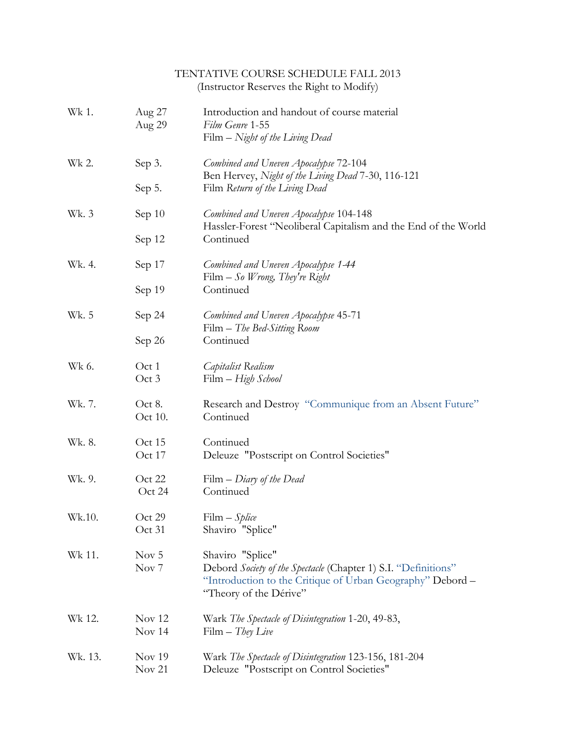TENTATIVE COURSE SCHEDULE FALL 2013
(Instructor Reserves the Right to Modify)

| | | |
|---|---|---|
| Wk 1. | Aug 27 | Introduction and handout of course material |
| | Aug 29 | *Film Genre* 1-55 |
| | | Film – *Night of the Living Dead* |
| Wk 2. | Sep 3. | *Combined and Uneven Apocalypse* 72-104 |
| | | Ben Hervey, *Night of the Living Dead* 7-30, 116-121 |
| | Sep 5. | Film *Return of the Living Dead* |
| Wk. 3 | Sep 10 | *Combined and Uneven Apocalypse* 104-148 |
| | | Hassler-Forest "Neoliberal Capitalism and the End of the World |
| | Sep 12 | Continued |
| Wk. 4. | Sep 17 | *Combined and Uneven Apocalypse 1-44* |
| | | Film – *So Wrong, They're Right* |
| | Sep 19 | Continued |
| Wk. 5 | Sep 24 | *Combined and Uneven Apocalypse* 45-71 |
| | | Film – *The Bed-Sitting Room* |
| | Sep 26 | Continued |
| Wk 6. | Oct 1 | *Capitalist Realism* |
| | Oct 3 | Film – *High School* |
| Wk. 7. | Oct 8. | Research and Destroy "Communique from an Absent Future" |
| | Oct 10. | Continued |
| Wk. 8. | Oct 15 | Continued |
| | Oct 17 | Deleuze "Postscript on Control Societies" |
| Wk. 9. | Oct 22 | Film – *Diary of the Dead* |
| | Oct 24 | Continued |
| Wk.10. | Oct 29 | Film – *Splice* |
| | Oct 31 | Shaviro "Splice" |
| Wk 11. | Nov 5 | Shaviro "Splice" |
| | Nov 7 | Debord *Society of the Spectacle* (Chapter 1) S.I. "Definitions" "Introduction to the Critique of Urban Geography" Debord – "Theory of the Dérive" |
| Wk 12. | Nov 12 | Wark *The Spectacle of Disintegration* 1-20, 49-83, |
| | Nov 14 | Film – *They Live* |
| Wk. 13. | Nov 19 | Wark *The Spectacle of Disintegration* 123-156, 181-204 |
| | Nov 21 | Deleuze "Postscript on Control Societies" |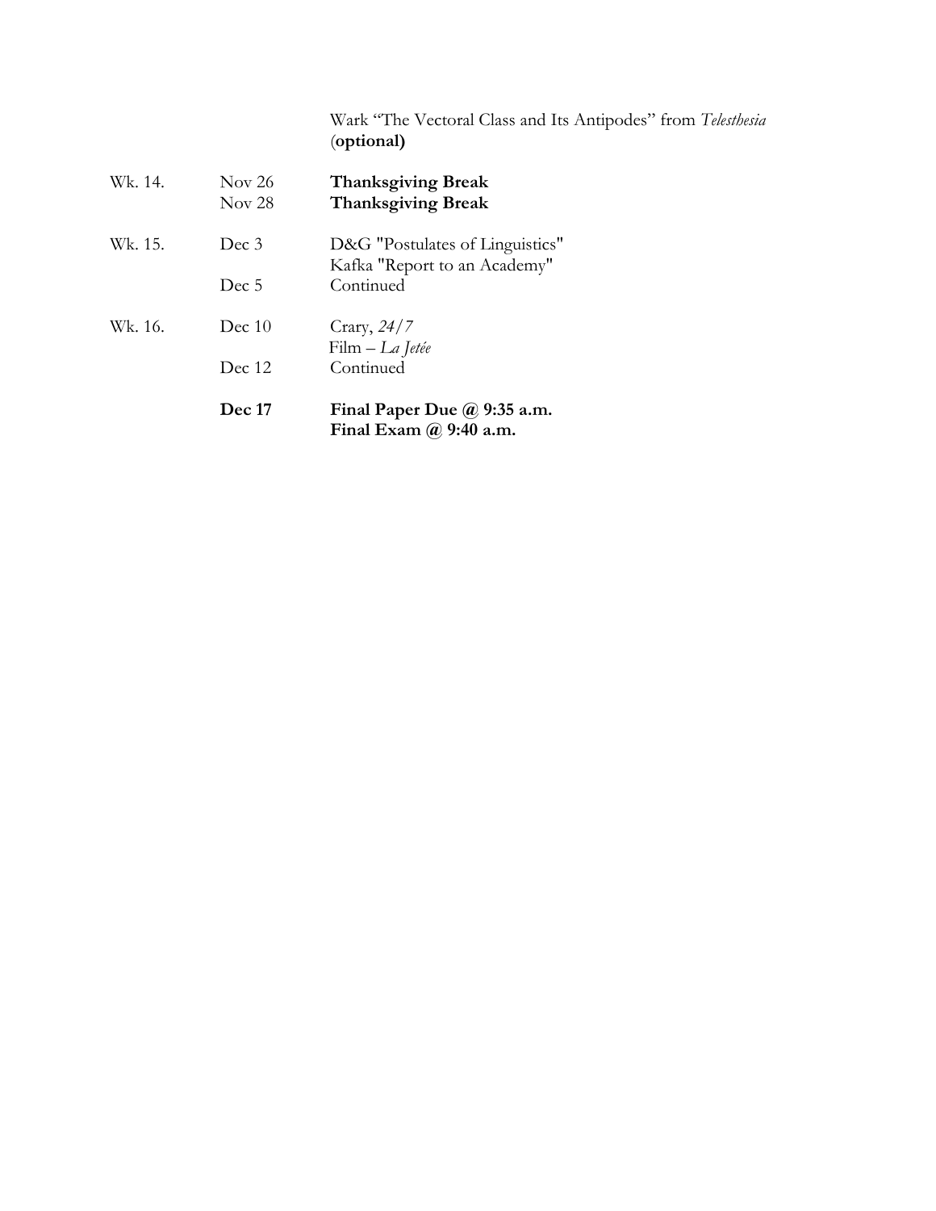| | | |
|---|---|---|
| | | Wark "The Vectoral Class and Its Antipodes" from *Telesthesia* (**optional)** |
| Wk. 14. | Nov 26 | **Thanksgiving Break** |
| | Nov 28 | **Thanksgiving Break** |
| Wk. 15. | Dec 3 | D&G "Postulates of Linguistics"<br>Kafka "Report to an Academy" |
| | Dec 5 | Continued |
| Wk. 16. | Dec 10 | Crary, *24/7*<br>Film – *La Jetée* |
| | Dec 12 | Continued |
| | **Dec 17** | **Final Paper Due @ 9:35 a.m.**<br>**Final Exam @ 9:40 a.m.** |